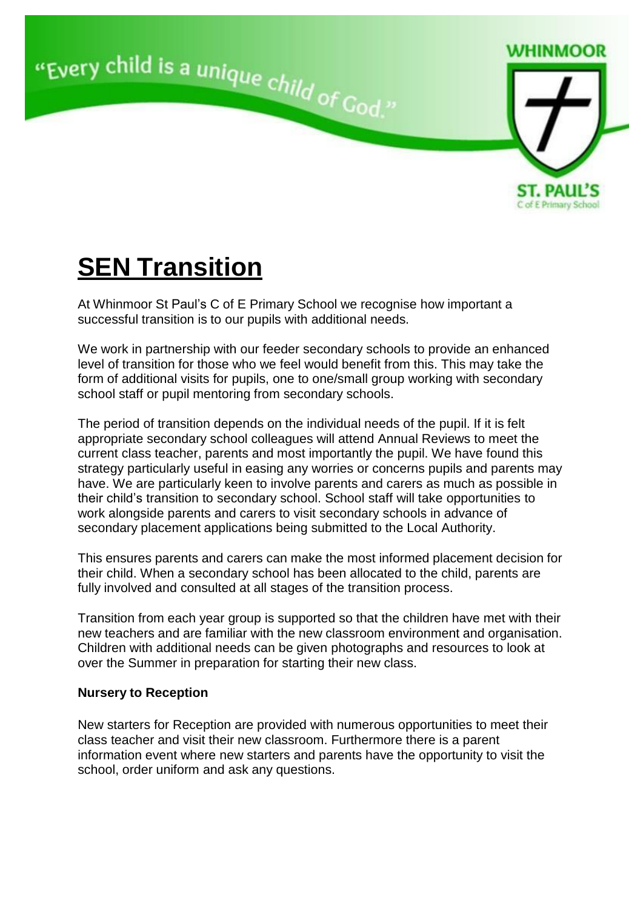"Every child is a unique child of God."

WHINMOOR ST. PAUL'S C of E Primary School

# SEN Transition

At Whinmoor St Paul's C of E Primary School we recognise how important a successful transition is to our pupils with additional needs.

We work in partnership with our feeder secondary schools to provide an enhanced level of transition for those who we feel would benefit from this. This may take the form of additional visits for pupils, one to one/small group working with secondary school staff or pupil mentoring from secondary schools.

The period of transition depends on the individual needs of the pupil. If it is felt appropriate secondary school colleagues will attend Annual Reviews to meet the current class teacher, parents and most importantly the pupil. We have found this strategy particularly useful in easing any worries or concerns pupils and parents may have. We are particularly keen to involve parents and carers as much as possible in their child's transition to secondary school. School staff will take opportunities to work alongside parents and carers to visit secondary schools in advance of secondary placement applications being submitted to the Local Authority.

This ensures parents and carers can make the most informed placement decision for their child. When a secondary school has been allocated to the child, parents are fully involved and consulted at all stages of the transition process.

Transition from each year group is supported so that the children have met with their new teachers and are familiar with the new classroom environment and organisation. Children with additional needs can be given photographs and resources to look at over the Summer in preparation for starting their new class.

**Nursery to Reception**

New starters for Reception are provided with numerous opportunities to meet their class teacher and visit their new classroom. Furthermore there is a parent information event where new starters and parents have the opportunity to visit the school, order uniform and ask any questions.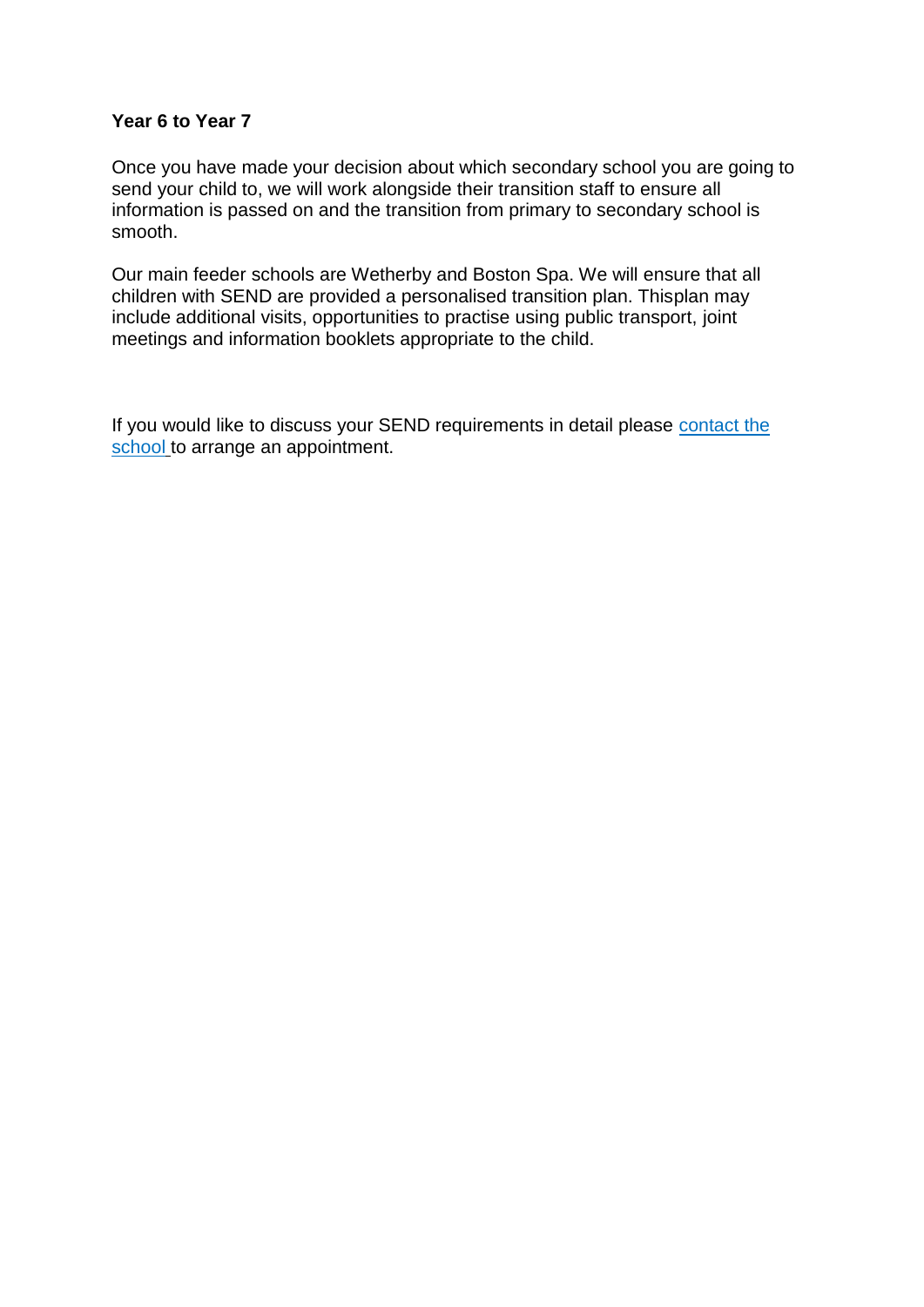**Year 6 to Year 7**

Once you have made your decision about which secondary school you are going to send your child to, we will work alongside their transition staff to ensure all information is passed on and the transition from primary to secondary school is smooth.

Our main feeder schools are Wetherby and Boston Spa. We will ensure that all children with SEND are provided a personalised transition plan. Thisplan may include additional visits, opportunities to practise using public transport, joint meetings and information booklets appropriate to the child.

If you would like to discuss your SEND requirements in detail please contact the school to arrange an appointment.